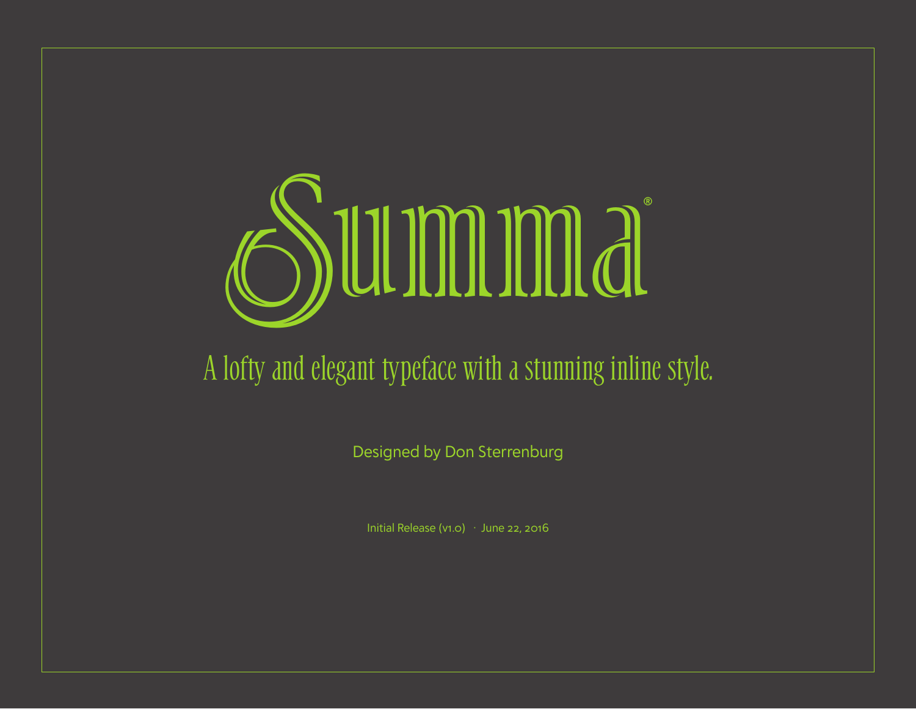# Summa®

A lofty and elegant typeface with a stunning inline style.

Designed by Don Sterrenburg

Initial Release (v1.0) · June 22, 2016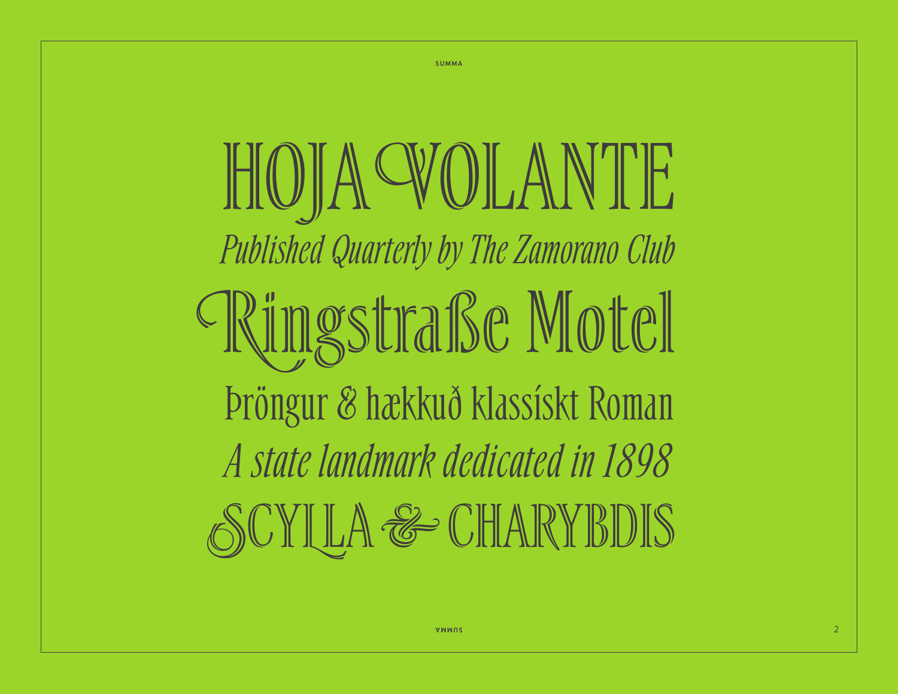HOJA VOLANTE

*Published Quarterly by The Zamorano Club*

Ringstraße Motel

Þröngur & hækkuð klassískt Roman

*A state landmark dedicated in 1898*

SCYLLA & CHARYBDIS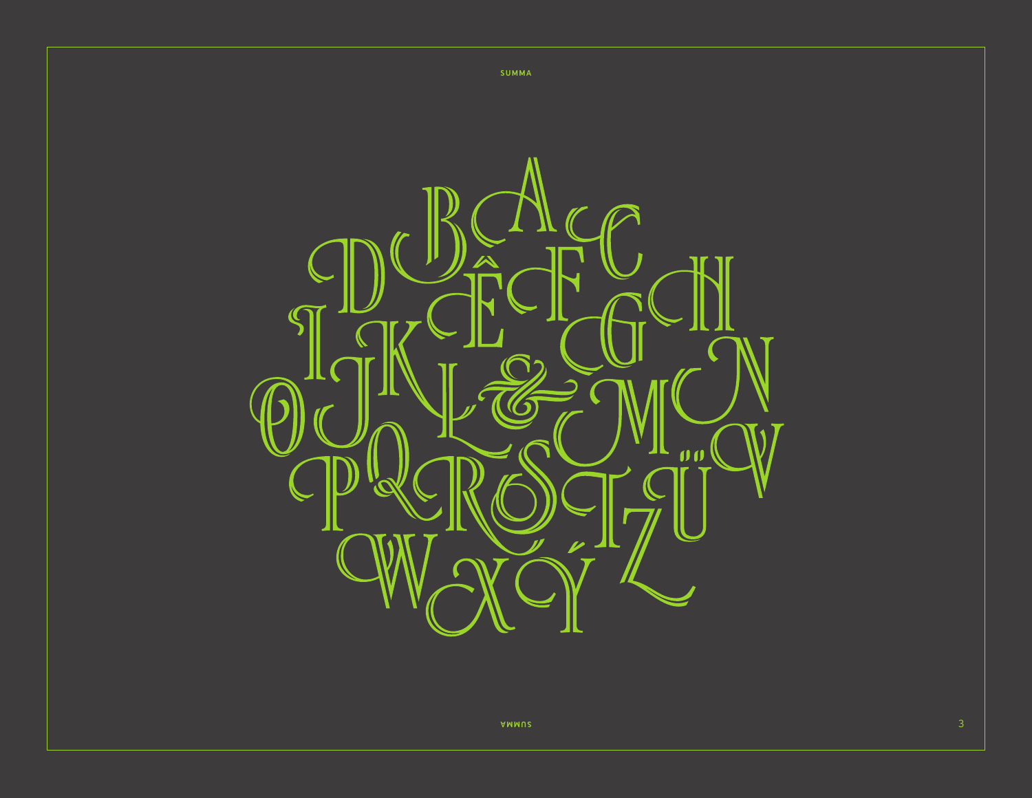A B C D Ê F G H I J K Ł & M N O P Q R S T Ü V W X Ý Z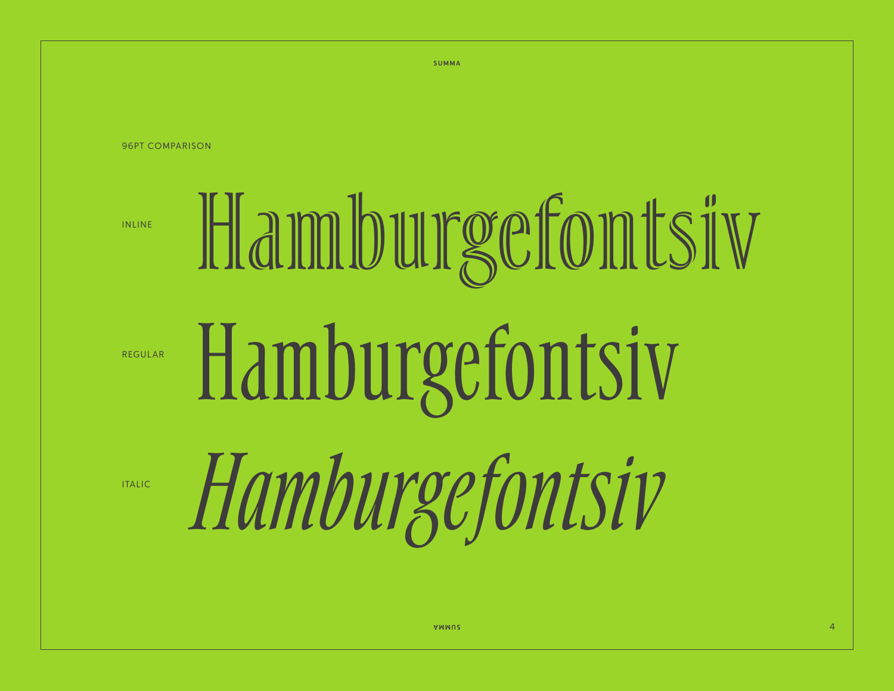96PT COMPARISON

INLINE Hamburgefontsiv

REGULAR Hamburgefontsiv

ITALIC *Hamburgefontsiv*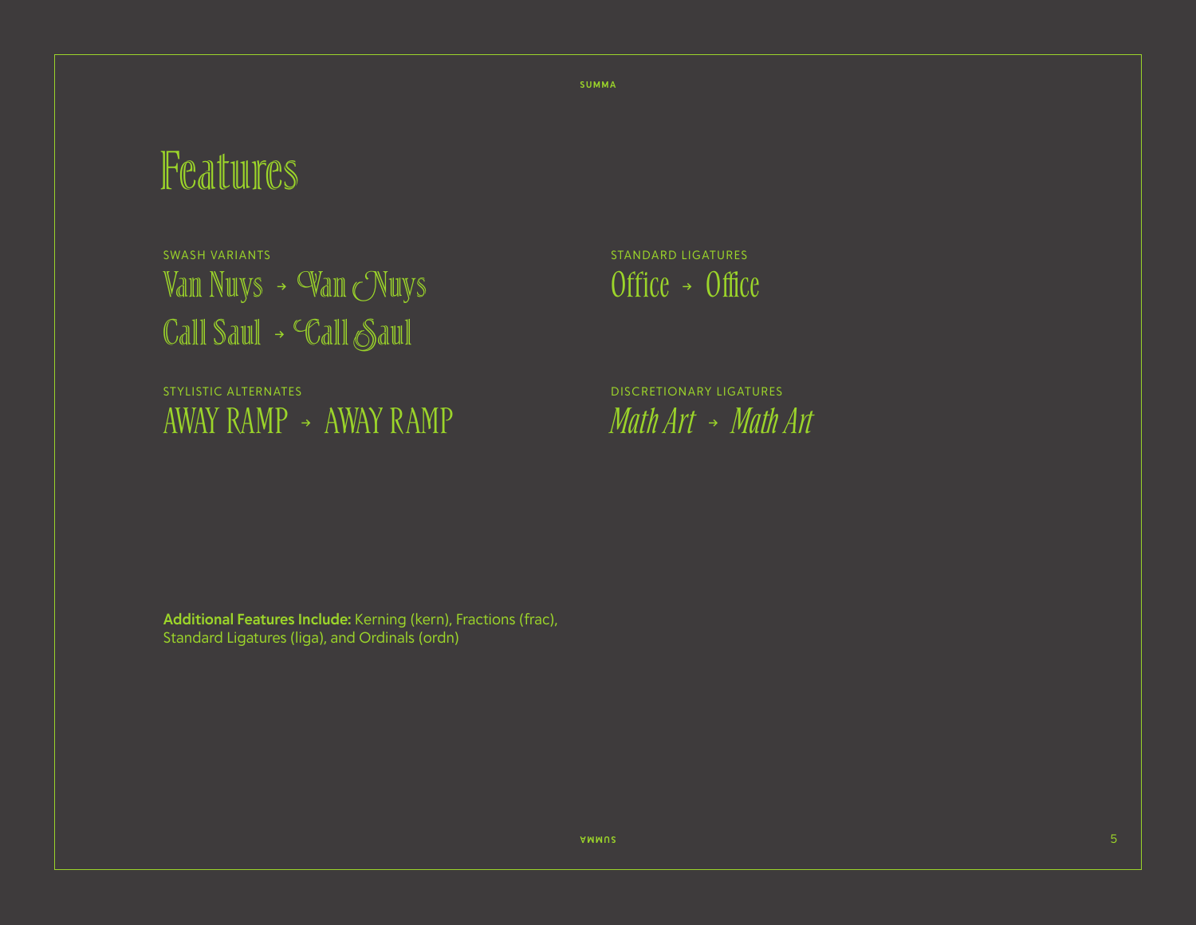# Features

SWASH VARIANTS

Van Nuys → Van Nuys

Call Saul → Call Saul

STANDARD LIGATURES

Office → Office

STYLISTIC ALTERNATES

AWAY RAMP → AWAY RAMP

DISCRETIONARY LIGATURES

*Math Art* → *Math Art*

**Additional Features Include:** Kerning (kern), Fractions (frac), Standard Ligatures (liga), and Ordinals (ordn)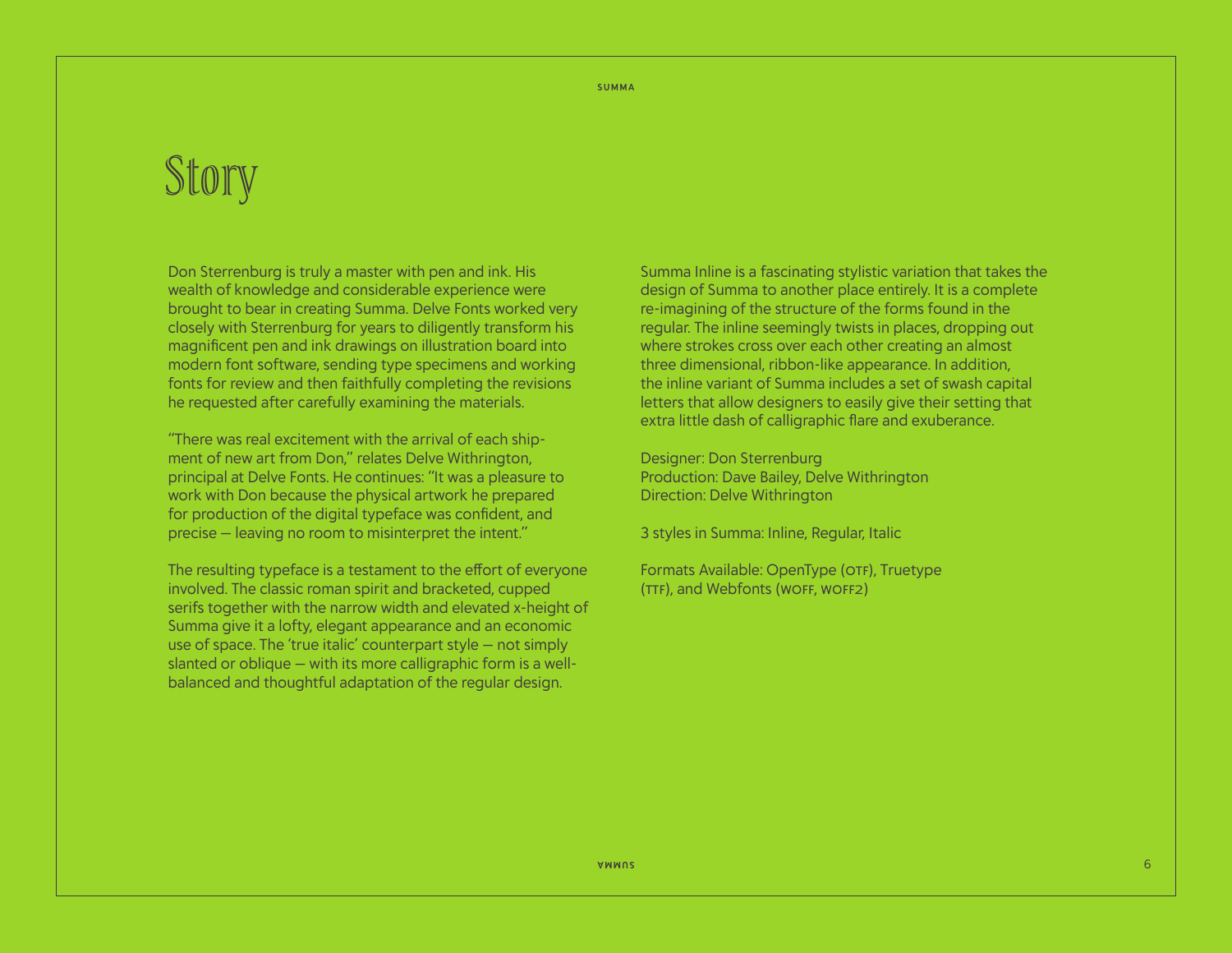# Story

Don Sterrenburg is truly a master with pen and ink. His wealth of knowledge and considerable experience were brought to bear in creating Summa. Delve Fonts worked very closely with Sterrenburg for years to diligently transform his magnificent pen and ink drawings on illustration board into modern font software, sending type specimens and working fonts for review and then faithfully completing the revisions he requested after carefully examining the materials.

"There was real excitement with the arrival of each shipment of new art from Don," relates Delve Withrington, principal at Delve Fonts. He continues: "It was a pleasure to work with Don because the physical artwork he prepared for production of the digital typeface was confident, and precise — leaving no room to misinterpret the intent."

The resulting typeface is a testament to the effort of everyone involved. The classic roman spirit and bracketed, cupped serifs together with the narrow width and elevated x-height of Summa give it a lofty, elegant appearance and an economic use of space. The 'true italic' counterpart style — not simply slanted or oblique — with its more calligraphic form is a well-balanced and thoughtful adaptation of the regular design.

Summa Inline is a fascinating stylistic variation that takes the design of Summa to another place entirely. It is a complete re-imagining of the structure of the forms found in the regular. The inline seemingly twists in places, dropping out where strokes cross over each other creating an almost three dimensional, ribbon-like appearance. In addition, the inline variant of Summa includes a set of swash capital letters that allow designers to easily give their setting that extra little dash of calligraphic flare and exuberance.

Designer: Don Sterrenburg
Production: Dave Bailey, Delve Withrington
Direction: Delve Withrington

3 styles in Summa: Inline, Regular, Italic

Formats Available: OpenType (OTF), Truetype (TTF), and Webfonts (WOFF, WOFF2)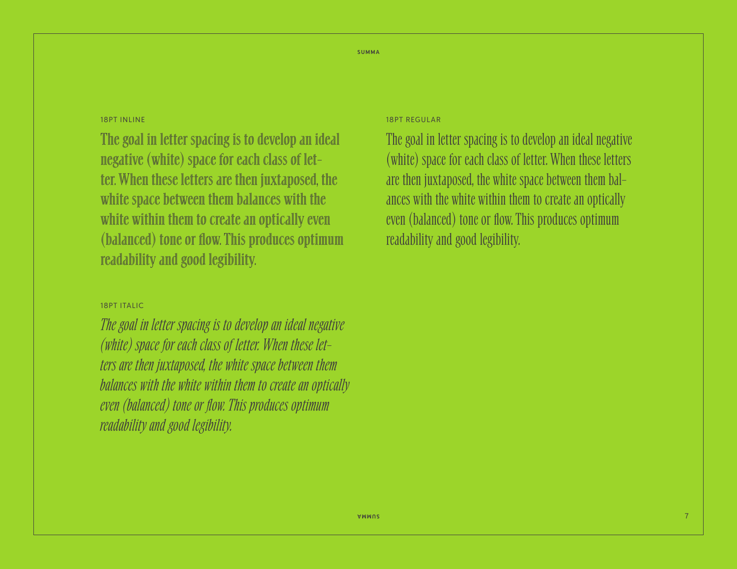18PT INLINE

The goal in letter spacing is to develop an ideal negative (white) space for each class of let-ter. When these letters are then juxtaposed, the white space between them balances with the white within them to create an optically even (balanced) tone or flow. This produces optimum readability and good legibility.

18PT ITALIC

*The goal in letter spacing is to develop an ideal negative (white) space for each class of letter. When these let-ters are then juxtaposed, the white space between them balances with the white within them to create an optically even (balanced) tone or flow. This produces optimum readability and good legibility.*

18PT REGULAR

The goal in letter spacing is to develop an ideal negative (white) space for each class of letter. When these letters are then juxtaposed, the white space between them bal-ances with the white within them to create an optically even (balanced) tone or flow. This produces optimum readability and good legibility.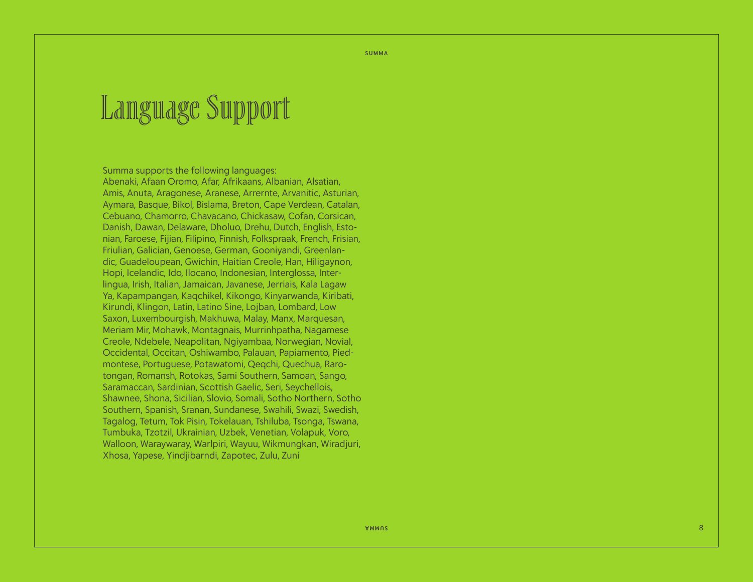# Language Support

Summa supports the following languages:
Abenaki, Afaan Oromo, Afar, Afrikaans, Albanian, Alsatian, Amis, Anuta, Aragonese, Aranese, Arrernte, Arvanitic, Asturian, Aymara, Basque, Bikol, Bislama, Breton, Cape Verdean, Catalan, Cebuano, Chamorro, Chavacano, Chickasaw, Cofan, Corsican, Danish, Dawan, Delaware, Dholuo, Drehu, Dutch, English, Estonian, Faroese, Fijian, Filipino, Finnish, Folkspraak, French, Frisian, Friulian, Galician, Genoese, German, Gooniyandi, Greenlandic, Guadeloupean, Gwichin, Haitian Creole, Han, Hiligaynon, Hopi, Icelandic, Ido, Ilocano, Indonesian, Interglossa, Interlingua, Irish, Italian, Jamaican, Javanese, Jerriais, Kala Lagaw Ya, Kapampangan, Kaqchikel, Kikongo, Kinyarwanda, Kiribati, Kirundi, Klingon, Latin, Latino Sine, Lojban, Lombard, Low Saxon, Luxembourgish, Makhuwa, Malay, Manx, Marquesan, Meriam Mir, Mohawk, Montagnais, Murrinhpatha, Nagamese Creole, Ndebele, Neapolitan, Ngiyambaa, Norwegian, Novial, Occidental, Occitan, Oshiwambo, Palauan, Papiamento, Piedmontese, Portuguese, Potawatomi, Qeqchi, Quechua, Rarotongan, Romansh, Rotokas, Sami Southern, Samoan, Sango, Saramaccan, Sardinian, Scottish Gaelic, Seri, Seychellois, Shawnee, Shona, Sicilian, Slovio, Somali, Sotho Northern, Sotho Southern, Spanish, Sranan, Sundanese, Swahili, Swazi, Swedish, Tagalog, Tetum, Tok Pisin, Tokelauan, Tshiluba, Tsonga, Tswana, Tumbuka, Tzotzil, Ukrainian, Uzbek, Venetian, Volapuk, Voro, Walloon, Waraywaray, Warlpiri, Wayuu, Wikmungkan, Wiradjuri, Xhosa, Yapese, Yindjibarndi, Zapotec, Zulu, Zuni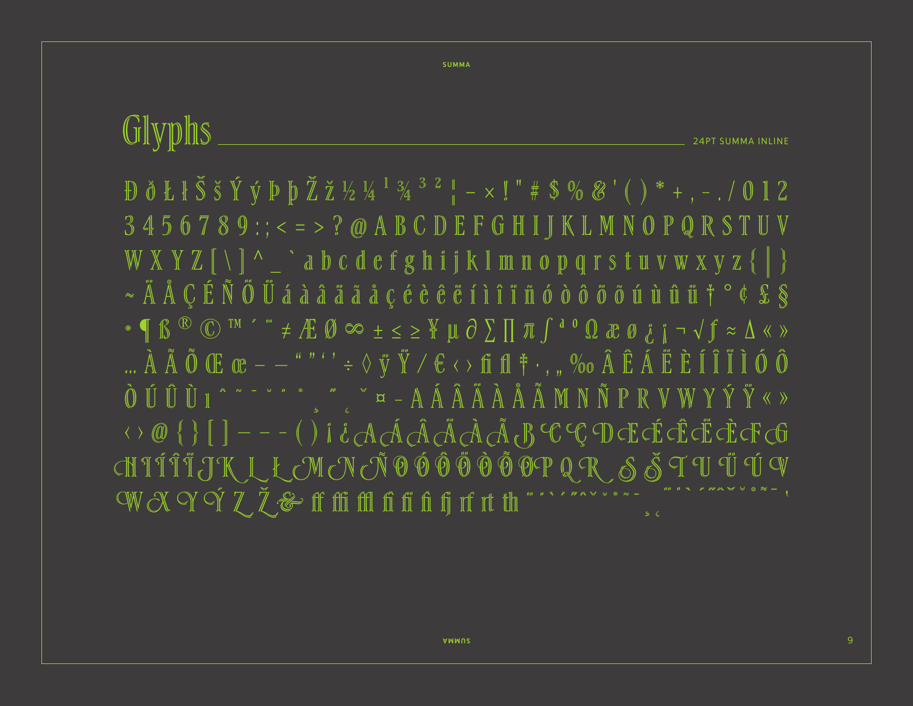## Glyphs

24PT SUMMA INLINE

Ð ð Ł ł Š š Ý ý Þ þ Ž ž ½ ¼ ¹ ¾ ³ ² ¦ − × ! " # $ % & ' ( ) * + , - . / 0 1 2
3 4 5 6 7 8 9 : ; < = > ? @ A B C D E F G H I J K L M N O P Q R S T U V
W X Y Z [ \ ] ^ _ ` a b c d e f g h i j k l m n o p q r s t u v w x y z { | }
~ Ä Å Ç É Ñ Ö Ü á à â ä ã å ç é è ê ë í ì î ï ñ ó ò ô ö õ ú ù û ü † ° ¢ £ §
• ¶ ß ® © ™ ´ ¨ ≠ Æ Ø ∞ ± ≤ ≥ ¥ µ ∂ ∑ ∏ π ∫ ª º Ω æ ø ¿ ¡ ¬ √ ƒ ≈ ∆ « »
… À Ã Õ Œ œ – — “ ” ‘ ’ ÷ ◊ ÿ Ÿ ⁄ € ‹ › fi fl ‡ · ‚ „ ‰ Â Ê Á Ë È Í Î Ï Ì Ó Ô
Ò Ú Û Ù ı ˆ ˜ ¯ ˘ ˙ ˚ ¸ ˝ ˛ ˇ ¤ - A Á Â Ä À Å Ã M N Ñ P R V W Y Ý Ÿ « »
‹ › @ { } [ ] — – - ( ) ¡ ¿ A Á Â Ä À Ã B C Ç D E É Ê Ë È F G
H I Í Î Ï J K L Ł M N Ñ O Ó Ô Ö Ò Õ Ø P Q R S Š T U Ü Ú V
W X Y Ý Z Ž & ff ffi ffl fi fi fi fj rf rt th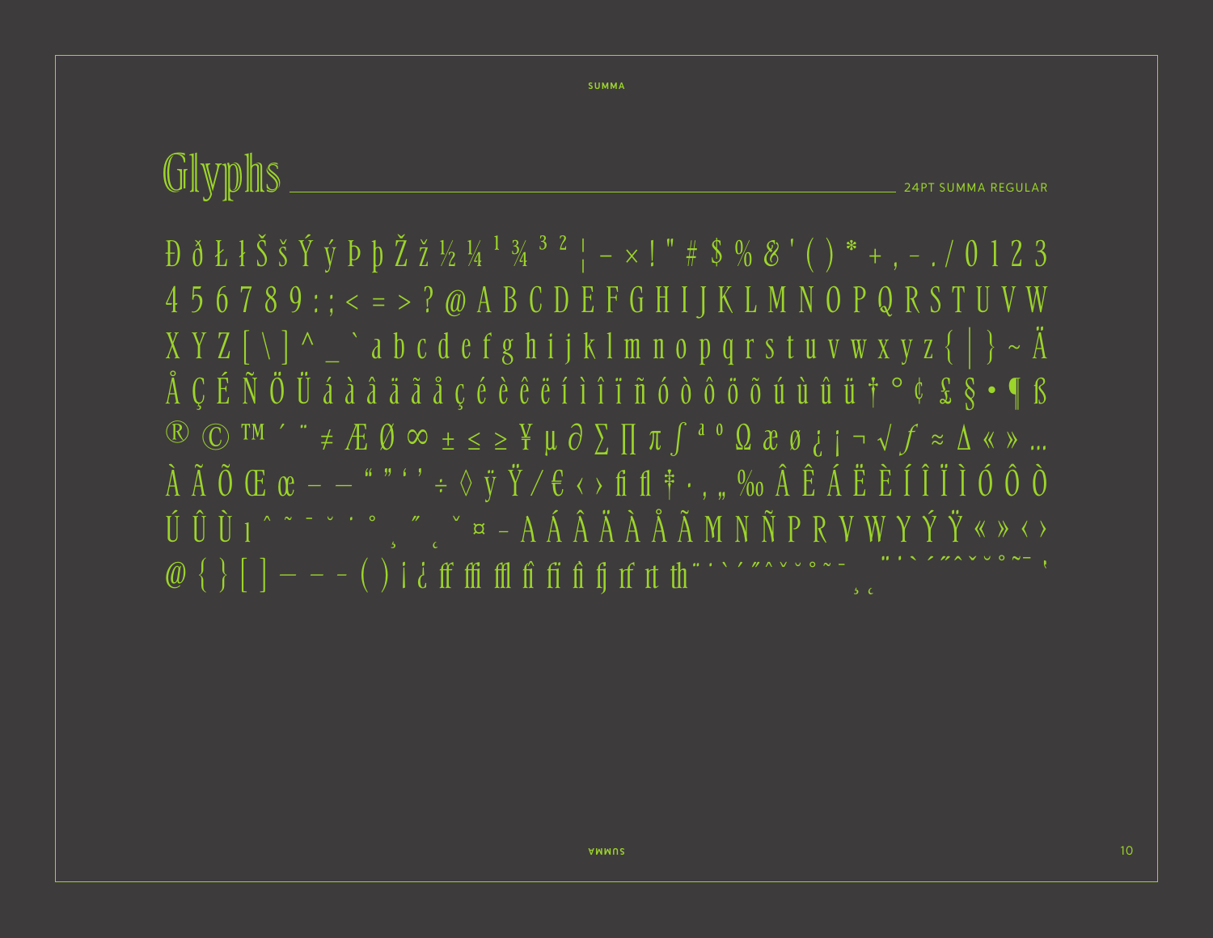## Glyphs

24PT SUMMA REGULAR

Ð ð Ł ł Š š Ý ý Þ þ Ž ž ½ ¼ ¹ ¾ ³ ² ¦ − × ! " # $ % & ' ( ) * + , - . / 0 1 2 3 4 5 6 7 8 9 : ; < = > ? @ A B C D E F G H I J K L M N O P Q R S T U V W X Y Z [ \ ] ^ _ ` a b c d e f g h i j k l m n o p q r s t u v w x y z { | } ~ Ä Å Ç É Ñ Ö Ü á à â ä ã å ç é è ê ë í ì î ï ñ ó ò ô ö õ ú ù û ü † ° ¢ £ § • ¶ ß ® © ™ ´ ¨ ≠ Æ Ø ∞ ± ≤ ≥ ¥ µ ∂ ∑ ∏ π ∫ ª º Ω æ ø ¿ ¡ ¬ √ ƒ ≈ ∆ « » … À Ã Õ Œ œ – — " " ' ' ÷ ◊ ÿ Ÿ ⁄ € ‹ › ﬁ ﬂ ‡ · ‚ „ ‰ Â Ê Á Ë È Í Î Ï Ì Ó Ô Ò Ú Û Ù ı ˆ ˜ ¯ ˘ ˙ ˚ ¸ ˝ ˛ ˇ ¤ - A Á Â Ä À Å Ã M N Ñ P R V W Y Ý Ÿ « » ‹ › @ { } [ ] — – - ( ) ¡ ¿ ff ffi ffl fî fi fî fj rf rt th ¨ ˙ ` ´ ˝ ˆ ˇ ˘ ˚ ˜ ¯ ¸ ˛ ¨ ˙ ` ´ ˝ ˆ ˇ ˘ ˚ ˜ ¯ ,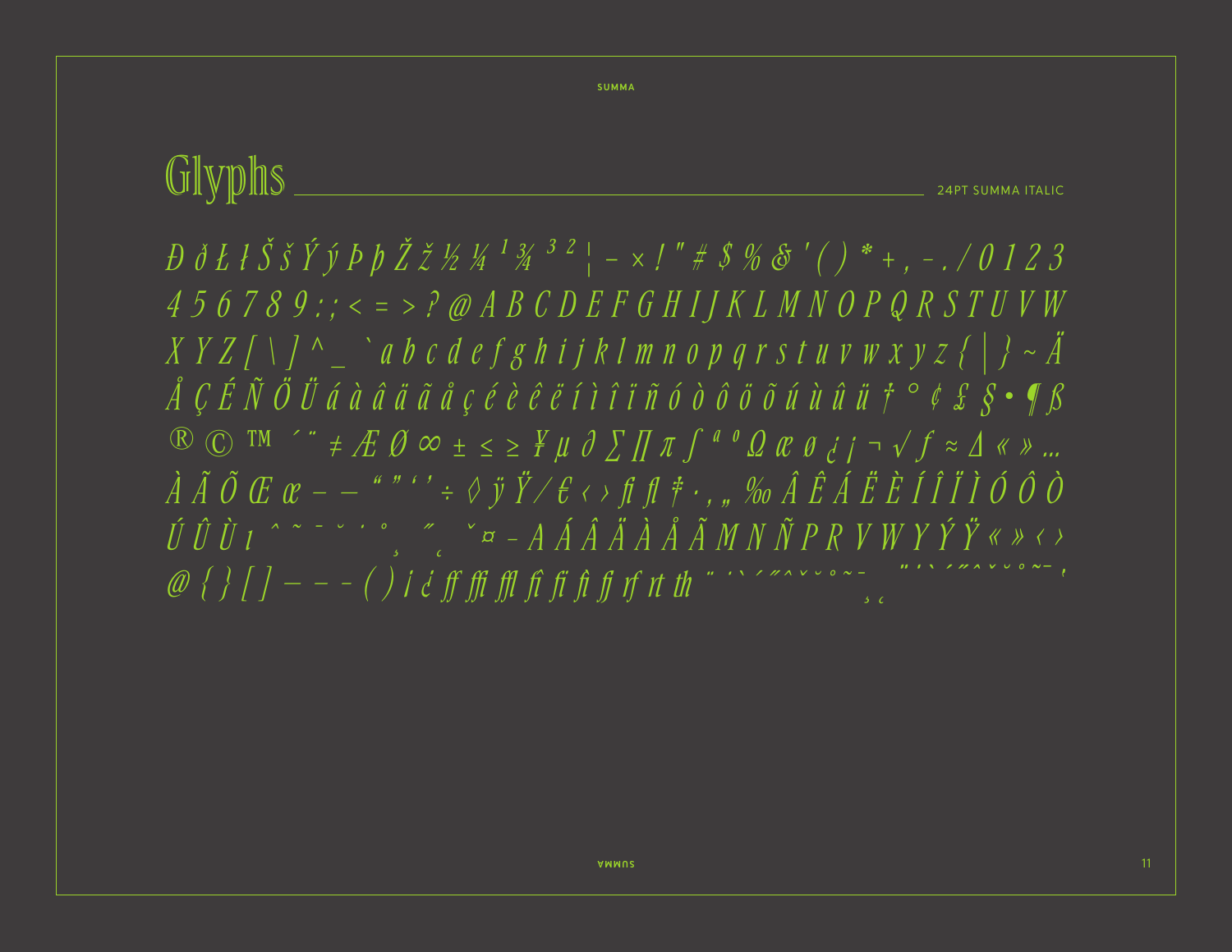# Glyphs

24PT SUMMA ITALIC

*Đ ð Ł ł Š š Ý ý Þ þ Ž ž ½ ¼ ¹ ¾ ³ ² ¦ – × ! " # $ % & ' ( ) * + , - . / 0 1 2 3 4 5 6 7 8 9 : ; < = > ? @ A B C D E F G H I J K L M N O P Q R S T U V W X Y Z [ \ ] ^ _ ` a b c d e f g h i j k l m n o p q r s t u v w x y z { | } ~ Ä Å Ç É Ñ Ö Ü á à â ä ã å ç é è ê ë í ì î ï ñ ó ò ô ö õ ú ù û ü † ° ¢ £ § • ¶ ß ® © ™ ´ ¨ ≠ Æ Ø ∞ ± ≤ ≥ ¥ µ ∂ ∑ ∏ π ∫ ª º Ω æ ø ¿ ¡ ¬ √ ƒ ≈ ∆ « » … À Ã Õ Œ œ – — " " ' ' ÷ ◊ ÿ Ÿ ⁄ € ‹ › ﬁ ﬂ ‡ · ‚ „ ‰ Â Ê Á Ë È Í Î Ï Ì Ó Ô Ò Ú Û Ù ı ˆ ˜ ¯ ˘ ˙ ˚ ¸ ˝ ˛ ˇ ¤ - A Á Â Ä À Å Ã M N Ñ P R V W Y Ý Ÿ « » ‹ › @ { } [ ] — – - ( ) ¡ ¿ ff ffi ffl fi fi fi fj rf rt th*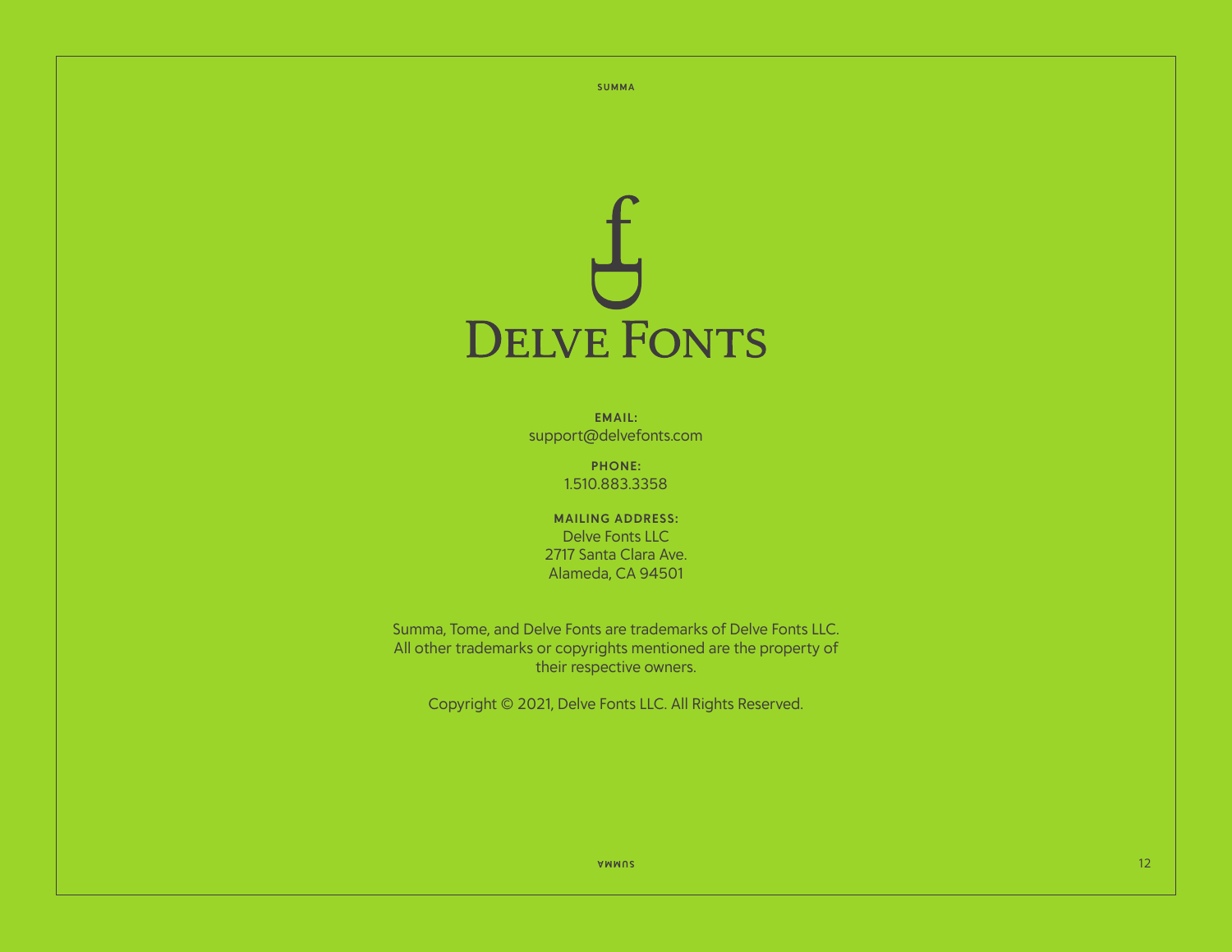# Delve Fonts

**EMAIL:**
support@delvefonts.com

**PHONE:**
1.510.883.3358

**MAILING ADDRESS:**
Delve Fonts LLC
2717 Santa Clara Ave.
Alameda, CA 94501

Summa, Tome, and Delve Fonts are trademarks of Delve Fonts LLC. All other trademarks or copyrights mentioned are the property of their respective owners.

Copyright © 2021, Delve Fonts LLC. All Rights Reserved.